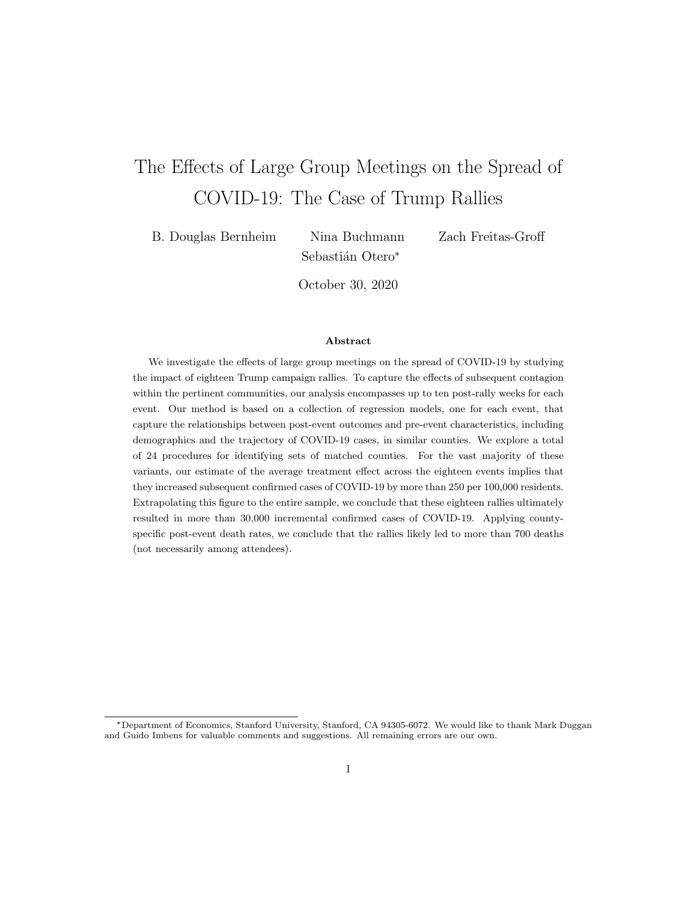# The Effects of Large Group Meetings on the Spread of COVID-19: The Case of Trump Rallies

B. Douglas Bernheim Nina Buchmann Zach Freitas-Groff Sebastián Otero*

October 30, 2020

### Abstract

We investigate the effects of large group meetings on the spread of COVID-19 by studying the impact of eighteen Trump campaign rallies. To capture the effects of subsequent contagion within the pertinent communities, our analysis encompasses up to ten post-rally weeks for each event. Our method is based on a collection of regression models, one for each event, that capture the relationships between post-event outcomes and pre-event characteristics, including demographics and the trajectory of COVID-19 cases, in similar counties. We explore a total of 24 procedures for identifying sets of matched counties. For the vast majority of these variants, our estimate of the average treatment effect across the eighteen events implies that they increased subsequent confirmed cases of COVID-19 by more than 250 per 100,000 residents. Extrapolating this figure to the entire sample, we conclude that these eighteen rallies ultimately resulted in more than 30,000 incremental confirmed cases of COVID-19. Applying county-specific post-event death rates, we conclude that the rallies likely led to more than 700 deaths (not necessarily among attendees).

---

*Department of Economics, Stanford University, Stanford, CA 94305-6072. We would like to thank Mark Duggan and Guido Imbens for valuable comments and suggestions. All remaining errors are our own.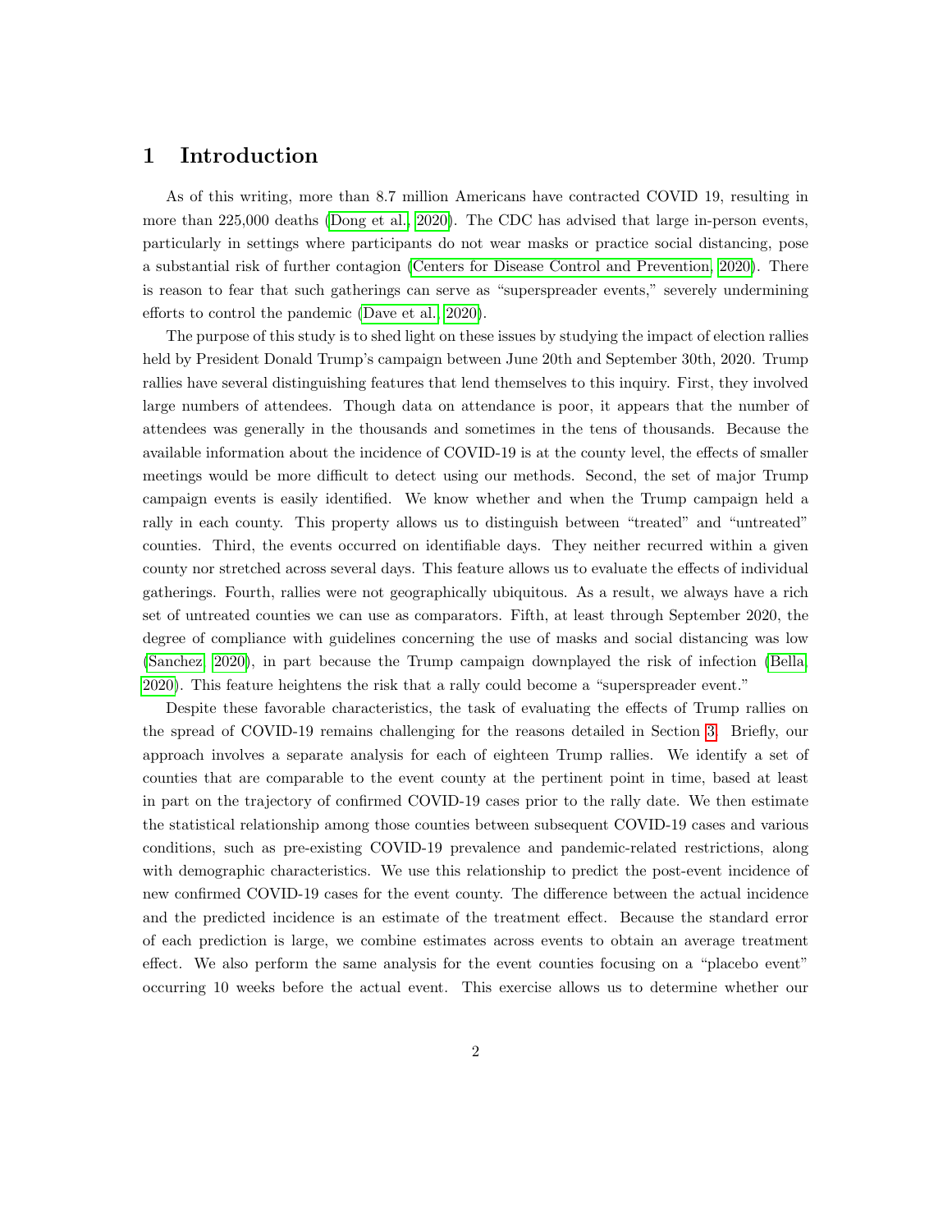# 1 Introduction

As of this writing, more than 8.7 million Americans have contracted COVID 19, resulting in more than 225,000 deaths (Dong et al., 2020). The CDC has advised that large in-person events, particularly in settings where participants do not wear masks or practice social distancing, pose a substantial risk of further contagion (Centers for Disease Control and Prevention, 2020). There is reason to fear that such gatherings can serve as "superspreader events," severely undermining efforts to control the pandemic (Dave et al., 2020).

The purpose of this study is to shed light on these issues by studying the impact of election rallies held by President Donald Trump's campaign between June 20th and September 30th, 2020. Trump rallies have several distinguishing features that lend themselves to this inquiry. First, they involved large numbers of attendees. Though data on attendance is poor, it appears that the number of attendees was generally in the thousands and sometimes in the tens of thousands. Because the available information about the incidence of COVID-19 is at the county level, the effects of smaller meetings would be more difficult to detect using our methods. Second, the set of major Trump campaign events is easily identified. We know whether and when the Trump campaign held a rally in each county. This property allows us to distinguish between "treated" and "untreated" counties. Third, the events occurred on identifiable days. They neither recurred within a given county nor stretched across several days. This feature allows us to evaluate the effects of individual gatherings. Fourth, rallies were not geographically ubiquitous. As a result, we always have a rich set of untreated counties we can use as comparators. Fifth, at least through September 2020, the degree of compliance with guidelines concerning the use of masks and social distancing was low (Sanchez, 2020), in part because the Trump campaign downplayed the risk of infection (Bella, 2020). This feature heightens the risk that a rally could become a "superspreader event."

Despite these favorable characteristics, the task of evaluating the effects of Trump rallies on the spread of COVID-19 remains challenging for the reasons detailed in Section 3. Briefly, our approach involves a separate analysis for each of eighteen Trump rallies. We identify a set of counties that are comparable to the event county at the pertinent point in time, based at least in part on the trajectory of confirmed COVID-19 cases prior to the rally date. We then estimate the statistical relationship among those counties between subsequent COVID-19 cases and various conditions, such as pre-existing COVID-19 prevalence and pandemic-related restrictions, along with demographic characteristics. We use this relationship to predict the post-event incidence of new confirmed COVID-19 cases for the event county. The difference between the actual incidence and the predicted incidence is an estimate of the treatment effect. Because the standard error of each prediction is large, we combine estimates across events to obtain an average treatment effect. We also perform the same analysis for the event counties focusing on a "placebo event" occurring 10 weeks before the actual event. This exercise allows us to determine whether our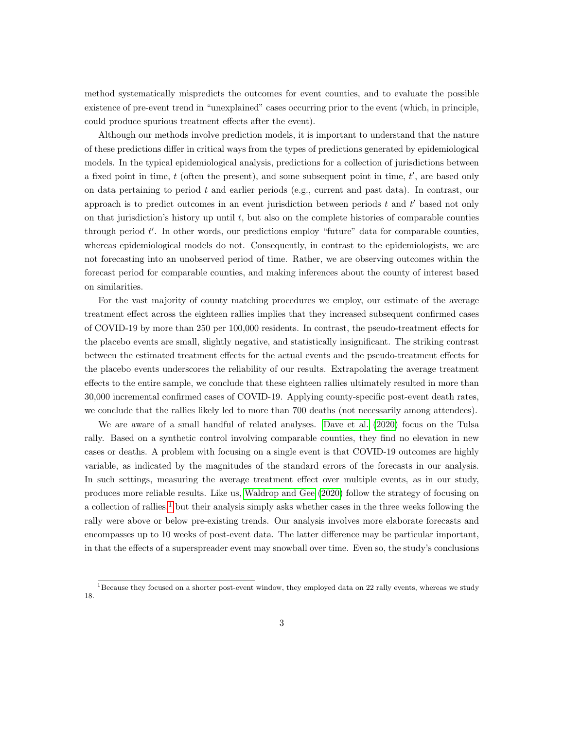method systematically mispredicts the outcomes for event counties, and to evaluate the possible existence of pre-event trend in "unexplained" cases occurring prior to the event (which, in principle, could produce spurious treatment effects after the event).

Although our methods involve prediction models, it is important to understand that the nature of these predictions differ in critical ways from the types of predictions generated by epidemiological models. In the typical epidemiological analysis, predictions for a collection of jurisdictions between a fixed point in time, $t$ (often the present), and some subsequent point in time, $t'$, are based only on data pertaining to period $t$ and earlier periods (e.g., current and past data). In contrast, our approach is to predict outcomes in an event jurisdiction between periods $t$ and $t'$ based not only on that jurisdiction's history up until $t$, but also on the complete histories of comparable counties through period $t'$. In other words, our predictions employ "future" data for comparable counties, whereas epidemiological models do not. Consequently, in contrast to the epidemiologists, we are not forecasting into an unobserved period of time. Rather, we are observing outcomes within the forecast period for comparable counties, and making inferences about the county of interest based on similarities.

For the vast majority of county matching procedures we employ, our estimate of the average treatment effect across the eighteen rallies implies that they increased subsequent confirmed cases of COVID-19 by more than 250 per 100,000 residents. In contrast, the pseudo-treatment effects for the placebo events are small, slightly negative, and statistically insignificant. The striking contrast between the estimated treatment effects for the actual events and the pseudo-treatment effects for the placebo events underscores the reliability of our results. Extrapolating the average treatment effects to the entire sample, we conclude that these eighteen rallies ultimately resulted in more than 30,000 incremental confirmed cases of COVID-19. Applying county-specific post-event death rates, we conclude that the rallies likely led to more than 700 deaths (not necessarily among attendees).

We are aware of a small handful of related analyses. Dave et al. (2020) focus on the Tulsa rally. Based on a synthetic control involving comparable counties, they find no elevation in new cases or deaths. A problem with focusing on a single event is that COVID-19 outcomes are highly variable, as indicated by the magnitudes of the standard errors of the forecasts in our analysis. In such settings, measuring the average treatment effect over multiple events, as in our study, produces more reliable results. Like us, Waldrop and Gee (2020) follow the strategy of focusing on a collection of rallies,[1] but their analysis simply asks whether cases in the three weeks following the rally were above or below pre-existing trends. Our analysis involves more elaborate forecasts and encompasses up to 10 weeks of post-event data. The latter difference may be particular important, in that the effects of a superspreader event may snowball over time. Even so, the study's conclusions

[1] Because they focused on a shorter post-event window, they employed data on 22 rally events, whereas we study 18.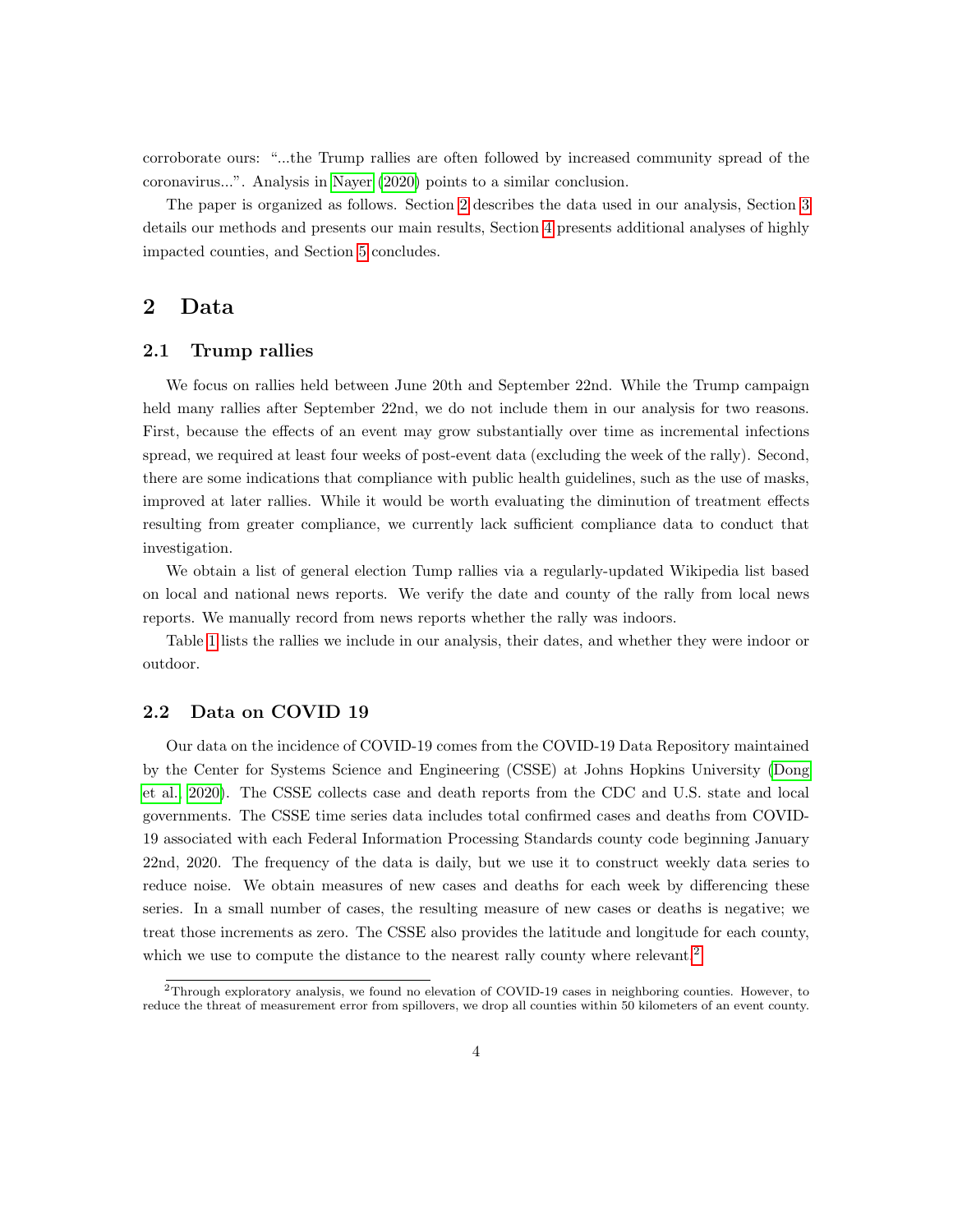corroborate ours: "...the Trump rallies are often followed by increased community spread of the coronavirus...". Analysis in Nayer (2020) points to a similar conclusion.

The paper is organized as follows. Section 2 describes the data used in our analysis, Section 3 details our methods and presents our main results, Section 4 presents additional analyses of highly impacted counties, and Section 5 concludes.

## 2 Data

### 2.1 Trump rallies

We focus on rallies held between June 20th and September 22nd. While the Trump campaign held many rallies after September 22nd, we do not include them in our analysis for two reasons. First, because the effects of an event may grow substantially over time as incremental infections spread, we required at least four weeks of post-event data (excluding the week of the rally). Second, there are some indications that compliance with public health guidelines, such as the use of masks, improved at later rallies. While it would be worth evaluating the diminution of treatment effects resulting from greater compliance, we currently lack sufficient compliance data to conduct that investigation.

We obtain a list of general election Tump rallies via a regularly-updated Wikipedia list based on local and national news reports. We verify the date and county of the rally from local news reports. We manually record from news reports whether the rally was indoors.

Table 1 lists the rallies we include in our analysis, their dates, and whether they were indoor or outdoor.

### 2.2 Data on COVID 19

Our data on the incidence of COVID-19 comes from the COVID-19 Data Repository maintained by the Center for Systems Science and Engineering (CSSE) at Johns Hopkins University (Dong et al. 2020). The CSSE collects case and death reports from the CDC and U.S. state and local governments. The CSSE time series data includes total confirmed cases and deaths from COVID-19 associated with each Federal Information Processing Standards county code beginning January 22nd, 2020. The frequency of the data is daily, but we use it to construct weekly data series to reduce noise. We obtain measures of new cases and deaths for each week by differencing these series. In a small number of cases, the resulting measure of new cases or deaths is negative; we treat those increments as zero. The CSSE also provides the latitude and longitude for each county, which we use to compute the distance to the nearest rally county where relevant.[2]

[2] Through exploratory analysis, we found no elevation of COVID-19 cases in neighboring counties. However, to reduce the threat of measurement error from spillovers, we drop all counties within 50 kilometers of an event county.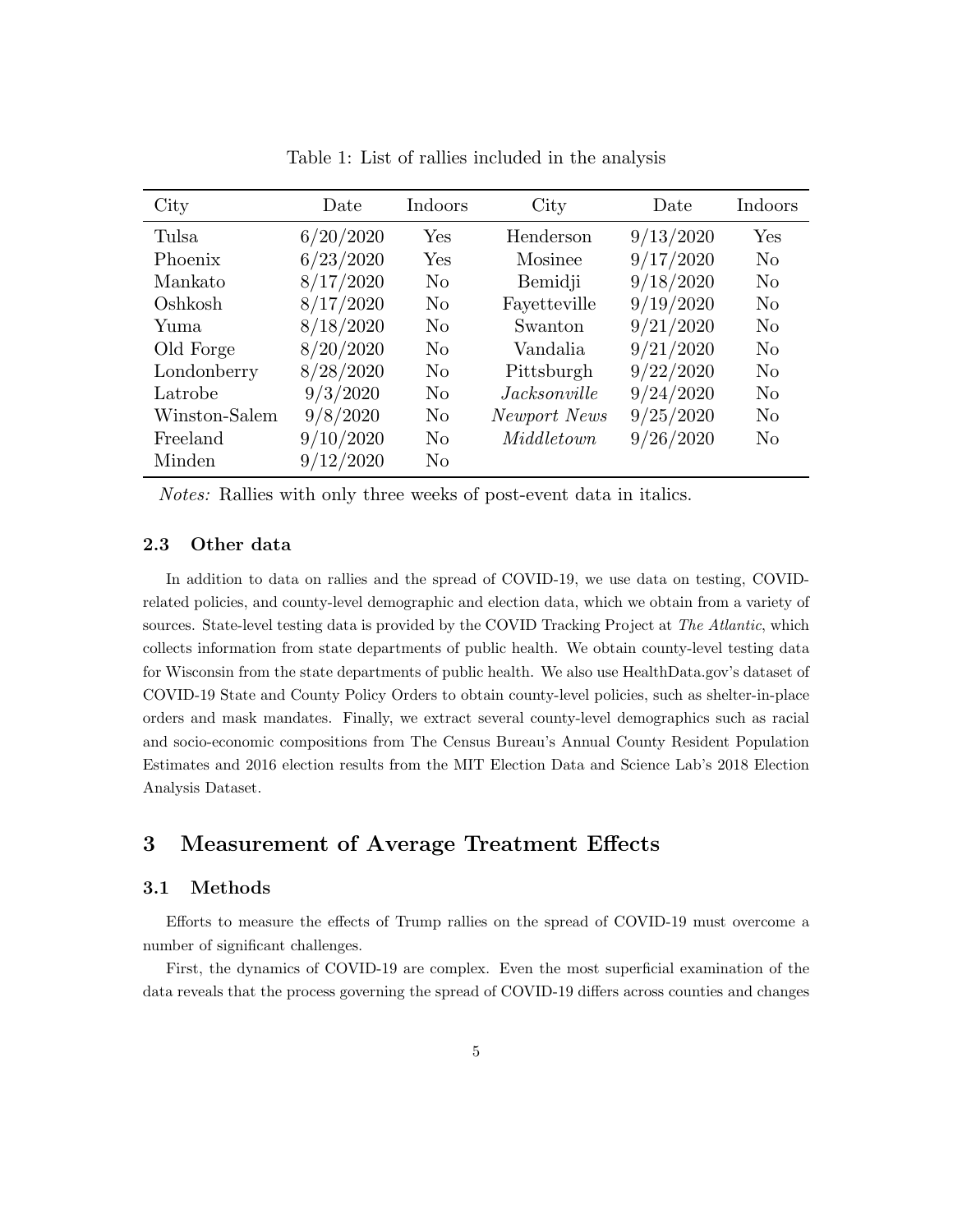Table 1: List of rallies included in the analysis

| City | Date | Indoors | City | Date | Indoors |
|---|---|---|---|---|---|
| Tulsa | 6/20/2020 | Yes | Henderson | 9/13/2020 | Yes |
| Phoenix | 6/23/2020 | Yes | Mosinee | 9/17/2020 | No |
| Mankato | 8/17/2020 | No | Bemidji | 9/18/2020 | No |
| Oshkosh | 8/17/2020 | No | Fayetteville | 9/19/2020 | No |
| Yuma | 8/18/2020 | No | Swanton | 9/21/2020 | No |
| Old Forge | 8/20/2020 | No | Vandalia | 9/21/2020 | No |
| Londonberry | 8/28/2020 | No | Pittsburgh | 9/22/2020 | No |
| Latrobe | 9/3/2020 | No | *Jacksonville* | 9/24/2020 | No |
| Winston-Salem | 9/8/2020 | No | *Newport News* | 9/25/2020 | No |
| Freeland | 9/10/2020 | No | *Middletown* | 9/26/2020 | No |
| Minden | 9/12/2020 | No | | | |

*Notes:* Rallies with only three weeks of post-event data in italics.

### 2.3 Other data

In addition to data on rallies and the spread of COVID-19, we use data on testing, COVID-related policies, and county-level demographic and election data, which we obtain from a variety of sources. State-level testing data is provided by the COVID Tracking Project at *The Atlantic*, which collects information from state departments of public health. We obtain county-level testing data for Wisconsin from the state departments of public health. We also use HealthData.gov's dataset of COVID-19 State and County Policy Orders to obtain county-level policies, such as shelter-in-place orders and mask mandates. Finally, we extract several county-level demographics such as racial and socio-economic compositions from The Census Bureau's Annual County Resident Population Estimates and 2016 election results from the MIT Election Data and Science Lab's 2018 Election Analysis Dataset.

## 3 Measurement of Average Treatment Effects

### 3.1 Methods

Efforts to measure the effects of Trump rallies on the spread of COVID-19 must overcome a number of significant challenges.

First, the dynamics of COVID-19 are complex. Even the most superficial examination of the data reveals that the process governing the spread of COVID-19 differs across counties and changes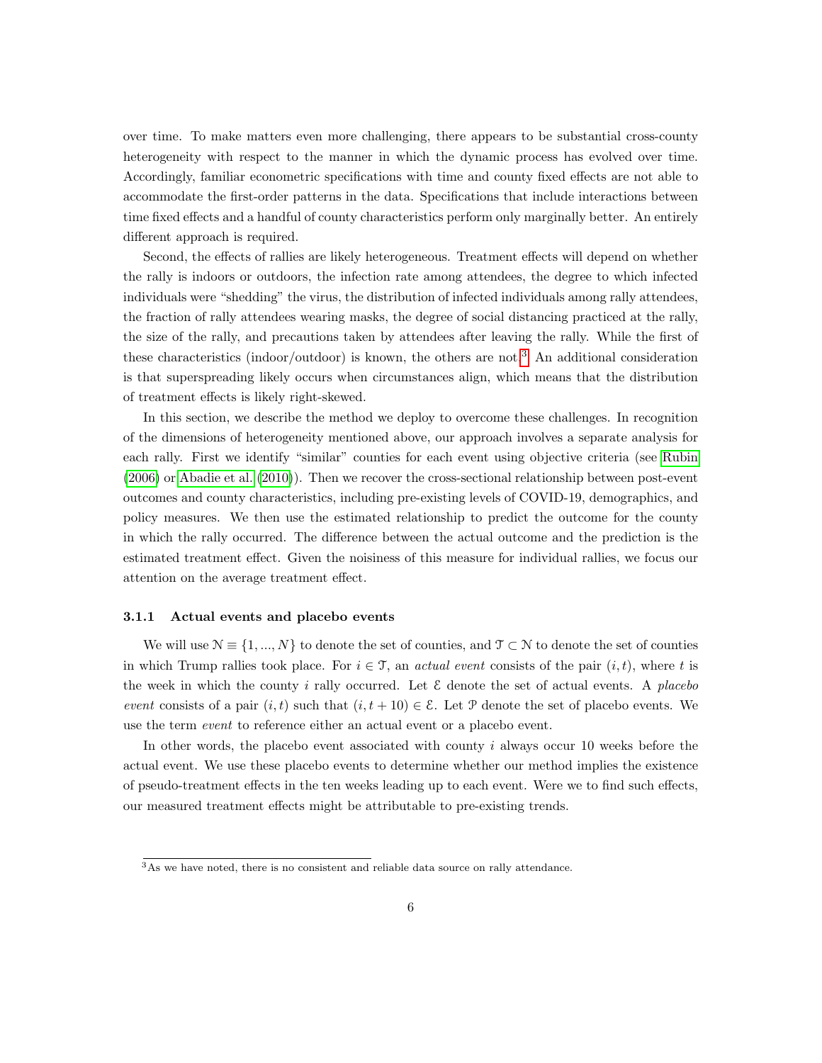over time. To make matters even more challenging, there appears to be substantial cross-county heterogeneity with respect to the manner in which the dynamic process has evolved over time. Accordingly, familiar econometric specifications with time and county fixed effects are not able to accommodate the first-order patterns in the data. Specifications that include interactions between time fixed effects and a handful of county characteristics perform only marginally better. An entirely different approach is required.

Second, the effects of rallies are likely heterogeneous. Treatment effects will depend on whether the rally is indoors or outdoors, the infection rate among attendees, the degree to which infected individuals were "shedding" the virus, the distribution of infected individuals among rally attendees, the fraction of rally attendees wearing masks, the degree of social distancing practiced at the rally, the size of the rally, and precautions taken by attendees after leaving the rally. While the first of these characteristics (indoor/outdoor) is known, the others are not.[3] An additional consideration is that superspreading likely occurs when circumstances align, which means that the distribution of treatment effects is likely right-skewed.

In this section, we describe the method we deploy to overcome these challenges. In recognition of the dimensions of heterogeneity mentioned above, our approach involves a separate analysis for each rally. First we identify "similar" counties for each event using objective criteria (see Rubin (2006) or Abadie et al. (2010)). Then we recover the cross-sectional relationship between post-event outcomes and county characteristics, including pre-existing levels of COVID-19, demographics, and policy measures. We then use the estimated relationship to predict the outcome for the county in which the rally occurred. The difference between the actual outcome and the prediction is the estimated treatment effect. Given the noisiness of this measure for individual rallies, we focus our attention on the average treatment effect.

### 3.1.1 Actual events and placebo events

We will use $\mathcal{N} \equiv \{1, ..., N\}$ to denote the set of counties, and $\mathcal{T} \subset \mathcal{N}$ to denote the set of counties in which Trump rallies took place. For $i \in \mathcal{T}$, an *actual event* consists of the pair $(i, t)$, where $t$ is the week in which the county $i$ rally occurred. Let $\mathcal{E}$ denote the set of actual events. A *placebo event* consists of a pair $(i, t)$ such that $(i, t + 10) \in \mathcal{E}$. Let $\mathcal{P}$ denote the set of placebo events. We use the term *event* to reference either an actual event or a placebo event.

In other words, the placebo event associated with county $i$ always occur 10 weeks before the actual event. We use these placebo events to determine whether our method implies the existence of pseudo-treatment effects in the ten weeks leading up to each event. Were we to find such effects, our measured treatment effects might be attributable to pre-existing trends.

[3] As we have noted, there is no consistent and reliable data source on rally attendance.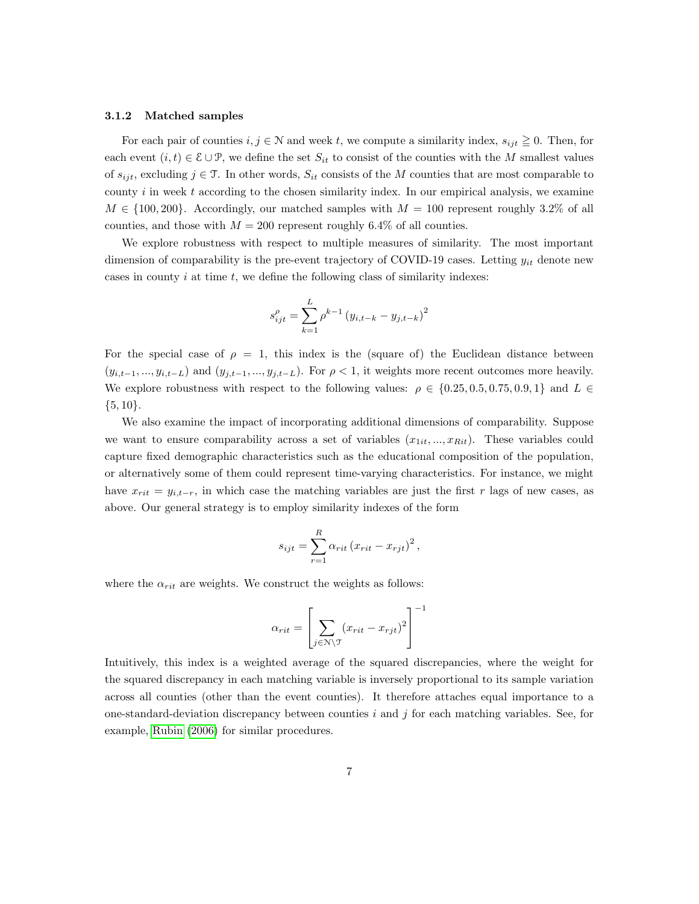#### 3.1.2 Matched samples

For each pair of counties $i, j \in \mathcal{N}$ and week $t$, we compute a similarity index, $s_{ijt} \geqq 0$. Then, for each event $(i,t) \in \mathcal{E} \cup \mathcal{P}$, we define the set $S_{it}$ to consist of the counties with the $M$ smallest values of $s_{ijt}$, excluding $j \in \mathcal{T}$. In other words, $S_{it}$ consists of the $M$ counties that are most comparable to county $i$ in week $t$ according to the chosen similarity index. In our empirical analysis, we examine $M \in \{100, 200\}$. Accordingly, our matched samples with $M = 100$ represent roughly 3.2% of all counties, and those with $M = 200$ represent roughly 6.4% of all counties.

We explore robustness with respect to multiple measures of similarity. The most important dimension of comparability is the pre-event trajectory of COVID-19 cases. Letting $y_{it}$ denote new cases in county $i$ at time $t$, we define the following class of similarity indexes:

$$s_{ijt}^{\rho} = \sum_{k=1}^{L} \rho^{k-1} \left(y_{i,t-k} - y_{j,t-k}\right)^2$$

For the special case of $\rho = 1$, this index is the (square of) the Euclidean distance between $(y_{i,t-1}, ..., y_{i,t-L})$ and $(y_{j,t-1}, ..., y_{j,t-L})$. For $\rho < 1$, it weights more recent outcomes more heavily. We explore robustness with respect to the following values: $\rho \in \{0.25, 0.5, 0.75, 0.9, 1\}$ and $L \in \{5, 10\}$.

We also examine the impact of incorporating additional dimensions of comparability. Suppose we want to ensure comparability across a set of variables $(x_{1it}, ..., x_{Rit})$. These variables could capture fixed demographic characteristics such as the educational composition of the population, or alternatively some of them could represent time-varying characteristics. For instance, we might have $x_{rit} = y_{i,t-r}$, in which case the matching variables are just the first $r$ lags of new cases, as above. Our general strategy is to employ similarity indexes of the form

$$s_{ijt} = \sum_{r=1}^{R} \alpha_{rit} \left(x_{rit} - x_{rjt}\right)^2,$$

where the $\alpha_{rit}$ are weights. We construct the weights as follows:

$$\alpha_{rit} = \left[\sum_{j \in \mathcal{N} \setminus \mathcal{T}} \left(x_{rit} - x_{rjt}\right)^2\right]^{-1}$$

Intuitively, this index is a weighted average of the squared discrepancies, where the weight for the squared discrepancy in each matching variable is inversely proportional to its sample variation across all counties (other than the event counties). It therefore attaches equal importance to a one-standard-deviation discrepancy between counties $i$ and $j$ for each matching variables. See, for example, Rubin (2006) for similar procedures.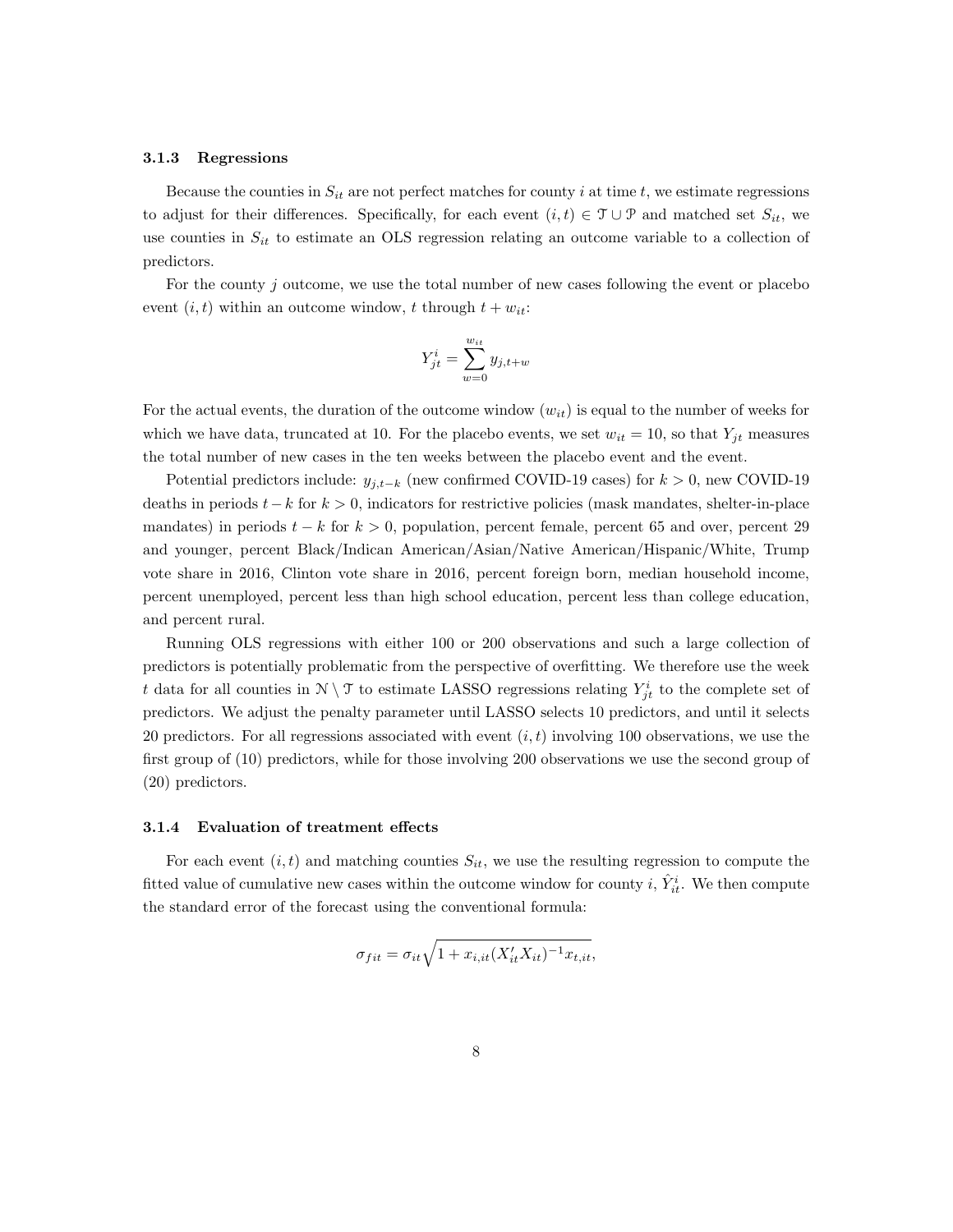### 3.1.3 Regressions

Because the counties in $S_{it}$ are not perfect matches for county $i$ at time $t$, we estimate regressions to adjust for their differences. Specifically, for each event $(i, t) \in \mathcal{T} \cup \mathcal{P}$ and matched set $S_{it}$, we use counties in $S_{it}$ to estimate an OLS regression relating an outcome variable to a collection of predictors.

For the county $j$ outcome, we use the total number of new cases following the event or placebo event $(i, t)$ within an outcome window, $t$ through $t + w_{it}$:

$$Y_{jt}^{i} = \sum_{w=0}^{w_{it}} y_{j,t+w}$$

For the actual events, the duration of the outcome window ($w_{it}$) is equal to the number of weeks for which we have data, truncated at 10. For the placebo events, we set $w_{it} = 10$, so that $Y_{jt}$ measures the total number of new cases in the ten weeks between the placebo event and the event.

Potential predictors include: $y_{j,t-k}$ (new confirmed COVID-19 cases) for $k > 0$, new COVID-19 deaths in periods $t - k$ for $k > 0$, indicators for restrictive policies (mask mandates, shelter-in-place mandates) in periods $t - k$ for $k > 0$, population, percent female, percent 65 and over, percent 29 and younger, percent Black/Indican American/Asian/Native American/Hispanic/White, Trump vote share in 2016, Clinton vote share in 2016, percent foreign born, median household income, percent unemployed, percent less than high school education, percent less than college education, and percent rural.

Running OLS regressions with either 100 or 200 observations and such a large collection of predictors is potentially problematic from the perspective of overfitting. We therefore use the week $t$ data for all counties in $\mathcal{N} \setminus \mathcal{T}$ to estimate LASSO regressions relating $Y_{jt}^{i}$ to the complete set of predictors. We adjust the penalty parameter until LASSO selects 10 predictors, and until it selects 20 predictors. For all regressions associated with event $(i, t)$ involving 100 observations, we use the first group of (10) predictors, while for those involving 200 observations we use the second group of (20) predictors.

### 3.1.4 Evaluation of treatment effects

For each event $(i, t)$ and matching counties $S_{it}$, we use the resulting regression to compute the fitted value of cumulative new cases within the outcome window for county $i$, $\hat{Y}_{it}^{i}$. We then compute the standard error of the forecast using the conventional formula:

$$\sigma_{fit} = \sigma_{it}\sqrt{1 + x_{i,it}(X_{it}'X_{it})^{-1}x_{t,it}},$$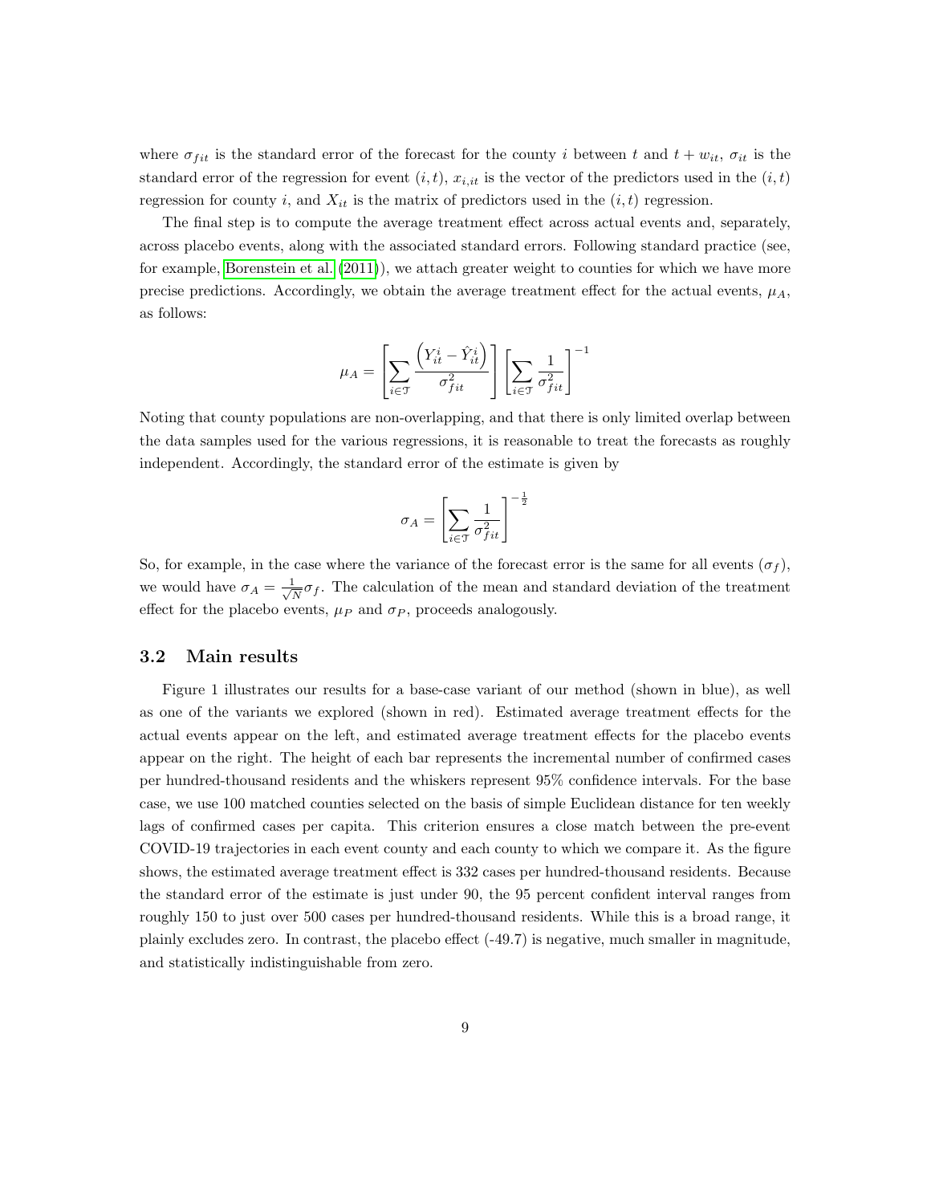where $\sigma_{fit}$ is the standard error of the forecast for the county $i$ between $t$ and $t + w_{it}$, $\sigma_{it}$ is the standard error of the regression for event $(i, t)$, $x_{i,it}$ is the vector of the predictors used in the $(i, t)$ regression for county $i$, and $X_{it}$ is the matrix of predictors used in the $(i, t)$ regression.

The final step is to compute the average treatment effect across actual events and, separately, across placebo events, along with the associated standard errors. Following standard practice (see, for example, Borenstein et al. (2011)), we attach greater weight to counties for which we have more precise predictions. Accordingly, we obtain the average treatment effect for the actual events, $\mu_A$, as follows:

$$\mu_A = \left[ \sum_{i \in \mathcal{T}} \frac{\left( Y_{it}^i - \hat{Y}_{it}^i \right)}{\sigma_{fit}^2} \right] \left[ \sum_{i \in \mathcal{T}} \frac{1}{\sigma_{fit}^2} \right]^{-1}$$

Noting that county populations are non-overlapping, and that there is only limited overlap between the data samples used for the various regressions, it is reasonable to treat the forecasts as roughly independent. Accordingly, the standard error of the estimate is given by

$$\sigma_A = \left[ \sum_{i \in \mathcal{T}} \frac{1}{\sigma_{fit}^2} \right]^{-\frac{1}{2}}$$

So, for example, in the case where the variance of the forecast error is the same for all events ($\sigma_f$), we would have $\sigma_A = \frac{1}{\sqrt{N}} \sigma_f$. The calculation of the mean and standard deviation of the treatment effect for the placebo events, $\mu_P$ and $\sigma_P$, proceeds analogously.

### 3.2 Main results

Figure 1 illustrates our results for a base-case variant of our method (shown in blue), as well as one of the variants we explored (shown in red). Estimated average treatment effects for the actual events appear on the left, and estimated average treatment effects for the placebo events appear on the right. The height of each bar represents the incremental number of confirmed cases per hundred-thousand residents and the whiskers represent 95% confidence intervals. For the base case, we use 100 matched counties selected on the basis of simple Euclidean distance for ten weekly lags of confirmed cases per capita. This criterion ensures a close match between the pre-event COVID-19 trajectories in each event county and each county to which we compare it. As the figure shows, the estimated average treatment effect is 332 cases per hundred-thousand residents. Because the standard error of the estimate is just under 90, the 95 percent confident interval ranges from roughly 150 to just over 500 cases per hundred-thousand residents. While this is a broad range, it plainly excludes zero. In contrast, the placebo effect (-49.7) is negative, much smaller in magnitude, and statistically indistinguishable from zero.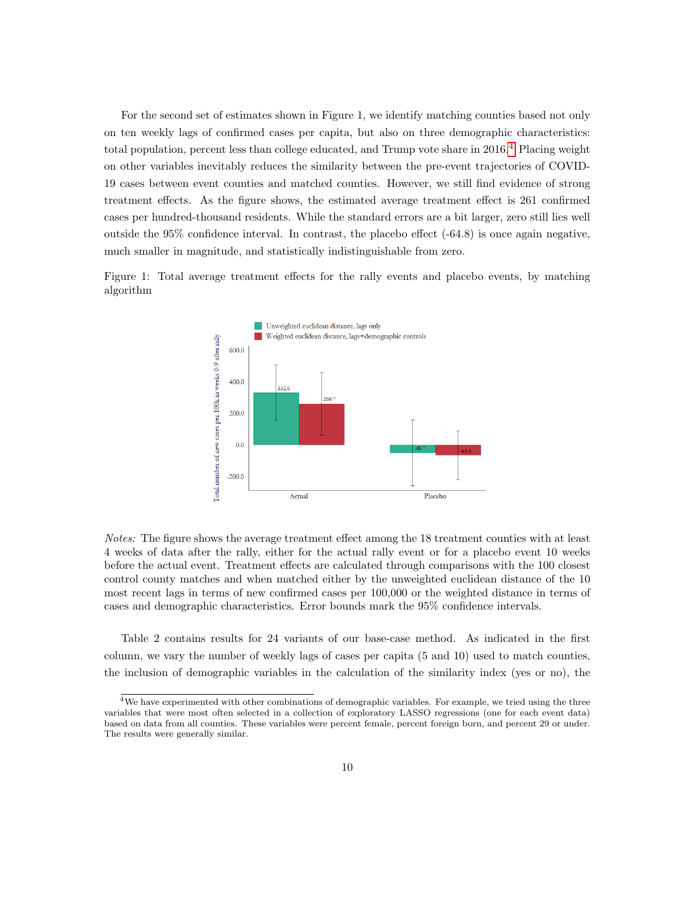For the second set of estimates shown in Figure 1, we identify matching counties based not only on ten weekly lags of confirmed cases per capita, but also on three demographic characteristics: total population, percent less than college educated, and Trump vote share in 2016.[4] Placing weight on other variables inevitably reduces the similarity between the pre-event trajectories of COVID-19 cases between event counties and matched counties. However, we still find evidence of strong treatment effects. As the figure shows, the estimated average treatment effect is 261 confirmed cases per hundred-thousand residents. While the standard errors are a bit larger, zero still lies well outside the 95% confidence interval. In contrast, the placebo effect (-64.8) is once again negative, much smaller in magnitude, and statistically indistinguishable from zero.

Figure 1: Total average treatment effects for the rally events and placebo events, by matching algorithm

*Notes:* The figure shows the average treatment effect among the 18 treatment counties with at least 4 weeks of data after the rally, either for the actual rally event or for a placebo event 10 weeks before the actual event. Treatment effects are calculated through comparisons with the 100 closest control county matches and when matched either by the unweighted euclidean distance of the 10 most recent lags in terms of new confirmed cases per 100,000 or the weighted distance in terms of cases and demographic characteristics. Error bounds mark the 95% confidence intervals.

Table 2 contains results for 24 variants of our base-case method. As indicated in the first column, we vary the number of weekly lags of cases per capita (5 and 10) used to match counties, the inclusion of demographic variables in the calculation of the similarity index (yes or no), the

[4] We have experimented with other combinations of demographic variables. For example, we tried using the three variables that were most often selected in a collection of exploratory LASSO regressions (one for each event data) based on data from all counties. These variables were percent female, percent foreign born, and percent 29 or under. The results were generally similar.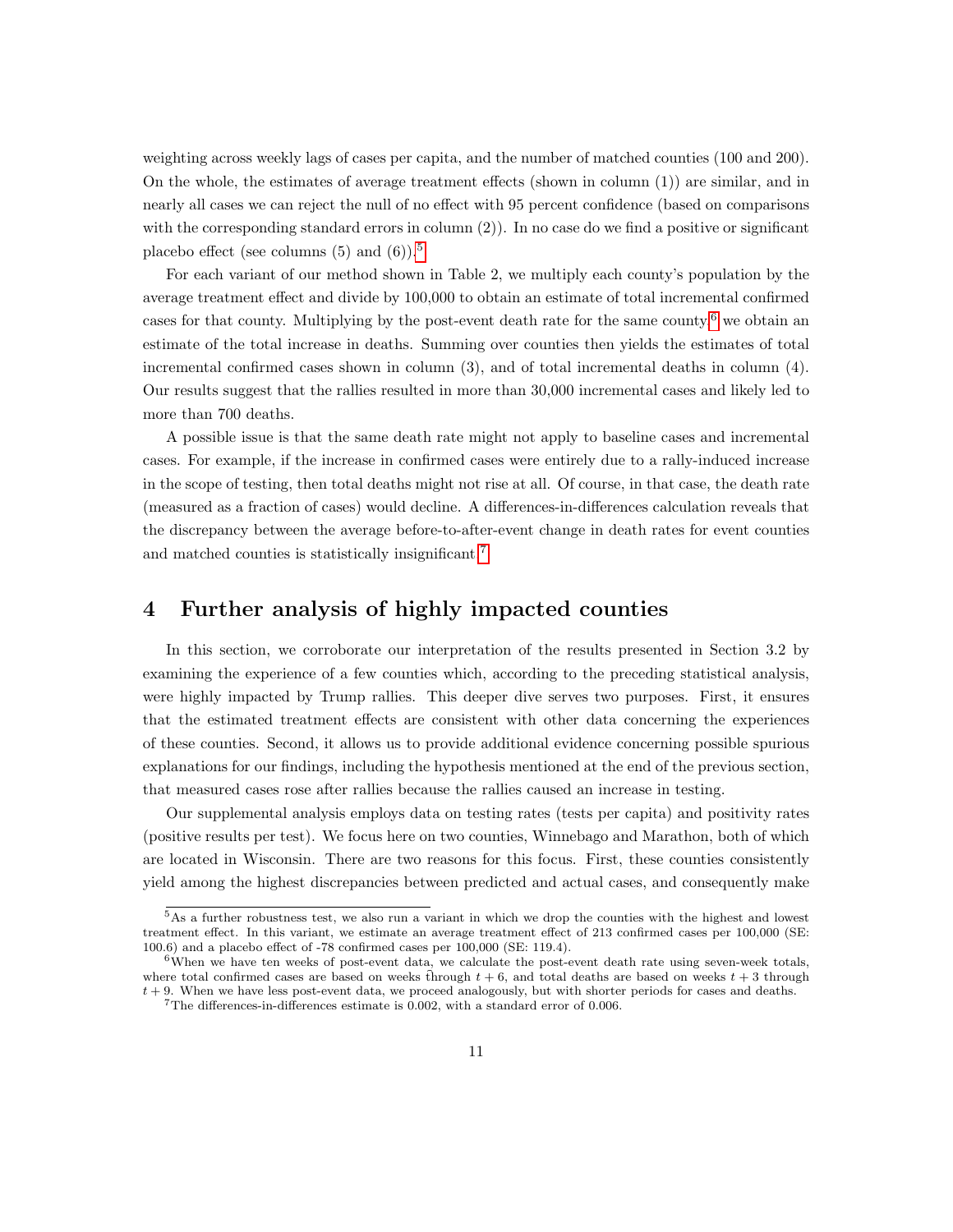weighting across weekly lags of cases per capita, and the number of matched counties (100 and 200). On the whole, the estimates of average treatment effects (shown in column (1)) are similar, and in nearly all cases we can reject the null of no effect with 95 percent confidence (based on comparisons with the corresponding standard errors in column (2)). In no case do we find a positive or significant placebo effect (see columns (5) and (6)).[5]

For each variant of our method shown in Table 2, we multiply each county's population by the average treatment effect and divide by 100,000 to obtain an estimate of total incremental confirmed cases for that county. Multiplying by the post-event death rate for the same county,[6] we obtain an estimate of the total increase in deaths. Summing over counties then yields the estimates of total incremental confirmed cases shown in column (3), and of total incremental deaths in column (4). Our results suggest that the rallies resulted in more than 30,000 incremental cases and likely led to more than 700 deaths.

A possible issue is that the same death rate might not apply to baseline cases and incremental cases. For example, if the increase in confirmed cases were entirely due to a rally-induced increase in the scope of testing, then total deaths might not rise at all. Of course, in that case, the death rate (measured as a fraction of cases) would decline. A differences-in-differences calculation reveals that the discrepancy between the average before-to-after-event change in death rates for event counties and matched counties is statistically insignificant.[7]

## 4 Further analysis of highly impacted counties

In this section, we corroborate our interpretation of the results presented in Section 3.2 by examining the experience of a few counties which, according to the preceding statistical analysis, were highly impacted by Trump rallies. This deeper dive serves two purposes. First, it ensures that the estimated treatment effects are consistent with other data concerning the experiences of these counties. Second, it allows us to provide additional evidence concerning possible spurious explanations for our findings, including the hypothesis mentioned at the end of the previous section, that measured cases rose after rallies because the rallies caused an increase in testing.

Our supplemental analysis employs data on testing rates (tests per capita) and positivity rates (positive results per test). We focus here on two counties, Winnebago and Marathon, both of which are located in Wisconsin. There are two reasons for this focus. First, these counties consistently yield among the highest discrepancies between predicted and actual cases, and consequently make

---

[5] As a further robustness test, we also run a variant in which we drop the counties with the highest and lowest treatment effect. In this variant, we estimate an average treatment effect of 213 confirmed cases per 100,000 (SE: 100.6) and a placebo effect of -78 confirmed cases per 100,000 (SE: 119.4).

[6] When we have ten weeks of post-event data, we calculate the post-event death rate using seven-week totals, where total confirmed cases are based on weeks $t$ through $t+6$, and total deaths are based on weeks $t+3$ through $t+9$. When we have less post-event data, we proceed analogously, but with shorter periods for cases and deaths.

[7] The differences-in-differences estimate is 0.002, with a standard error of 0.006.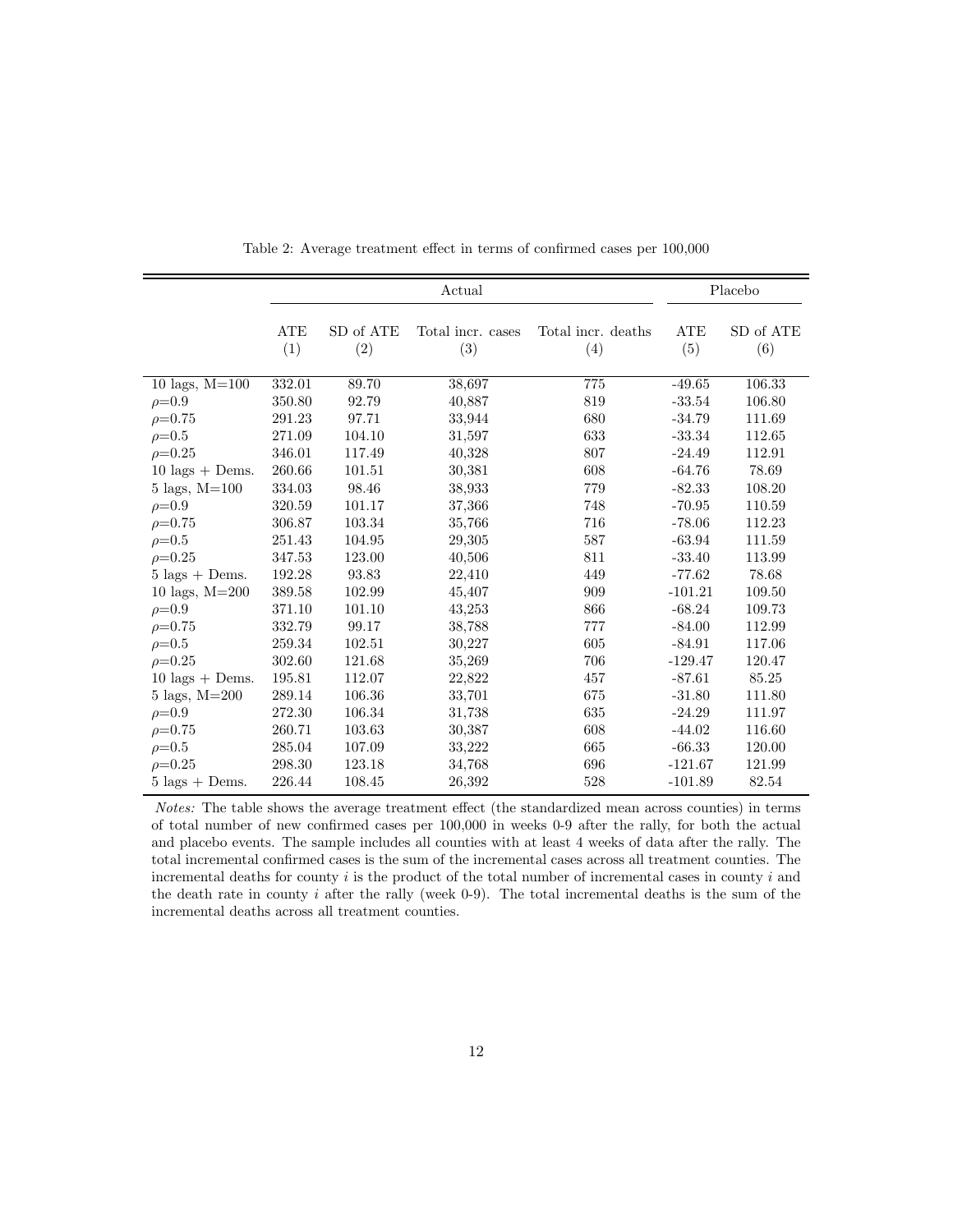Table 2: Average treatment effect in terms of confirmed cases per 100,000

| | Actual | | | | Placebo | |
|---|---|---|---|---|---|---|
| | ATE<br>(1) | SD of ATE<br>(2) | Total incr. cases<br>(3) | Total incr. deaths<br>(4) | ATE<br>(5) | SD of ATE<br>(6) |
| 10 lags, M=100 | 332.01 | 89.70 | 38,697 | 775 | -49.65 | 106.33 |
| $\rho$=0.9 | 350.80 | 92.79 | 40,887 | 819 | -33.54 | 106.80 |
| $\rho$=0.75 | 291.23 | 97.71 | 33,944 | 680 | -34.79 | 111.69 |
| $\rho$=0.5 | 271.09 | 104.10 | 31,597 | 633 | -33.34 | 112.65 |
| $\rho$=0.25 | 346.01 | 117.49 | 40,328 | 807 | -24.49 | 112.91 |
| 10 lags + Dems. | 260.66 | 101.51 | 30,381 | 608 | -64.76 | 78.69 |
| 5 lags, M=100 | 334.03 | 98.46 | 38,933 | 779 | -82.33 | 108.20 |
| $\rho$=0.9 | 320.59 | 101.17 | 37,366 | 748 | -70.95 | 110.59 |
| $\rho$=0.75 | 306.87 | 103.34 | 35,766 | 716 | -78.06 | 112.23 |
| $\rho$=0.5 | 251.43 | 104.95 | 29,305 | 587 | -63.94 | 111.59 |
| $\rho$=0.25 | 347.53 | 123.00 | 40,506 | 811 | -33.40 | 113.99 |
| 5 lags + Dems. | 192.28 | 93.83 | 22,410 | 449 | -77.62 | 78.68 |
| 10 lags, M=200 | 389.58 | 102.99 | 45,407 | 909 | -101.21 | 109.50 |
| $\rho$=0.9 | 371.10 | 101.10 | 43,253 | 866 | -68.24 | 109.73 |
| $\rho$=0.75 | 332.79 | 99.17 | 38,788 | 777 | -84.00 | 112.99 |
| $\rho$=0.5 | 259.34 | 102.51 | 30,227 | 605 | -84.91 | 117.06 |
| $\rho$=0.25 | 302.60 | 121.68 | 35,269 | 706 | -129.47 | 120.47 |
| 10 lags + Dems. | 195.81 | 112.07 | 22,822 | 457 | -87.61 | 85.25 |
| 5 lags, M=200 | 289.14 | 106.36 | 33,701 | 675 | -31.80 | 111.80 |
| $\rho$=0.9 | 272.30 | 106.34 | 31,738 | 635 | -24.29 | 111.97 |
| $\rho$=0.75 | 260.71 | 103.63 | 30,387 | 608 | -44.02 | 116.60 |
| $\rho$=0.5 | 285.04 | 107.09 | 33,222 | 665 | -66.33 | 120.00 |
| $\rho$=0.25 | 298.30 | 123.18 | 34,768 | 696 | -121.67 | 121.99 |
| 5 lags + Dems. | 226.44 | 108.45 | 26,392 | 528 | -101.89 | 82.54 |

*Notes:* The table shows the average treatment effect (the standardized mean across counties) in terms of total number of new confirmed cases per 100,000 in weeks 0-9 after the rally, for both the actual and placebo events. The sample includes all counties with at least 4 weeks of data after the rally. The total incremental confirmed cases is the sum of the incremental cases across all treatment counties. The incremental deaths for county $i$ is the product of the total number of incremental cases in county $i$ and the death rate in county $i$ after the rally (week 0-9). The total incremental deaths is the sum of the incremental deaths across all treatment counties.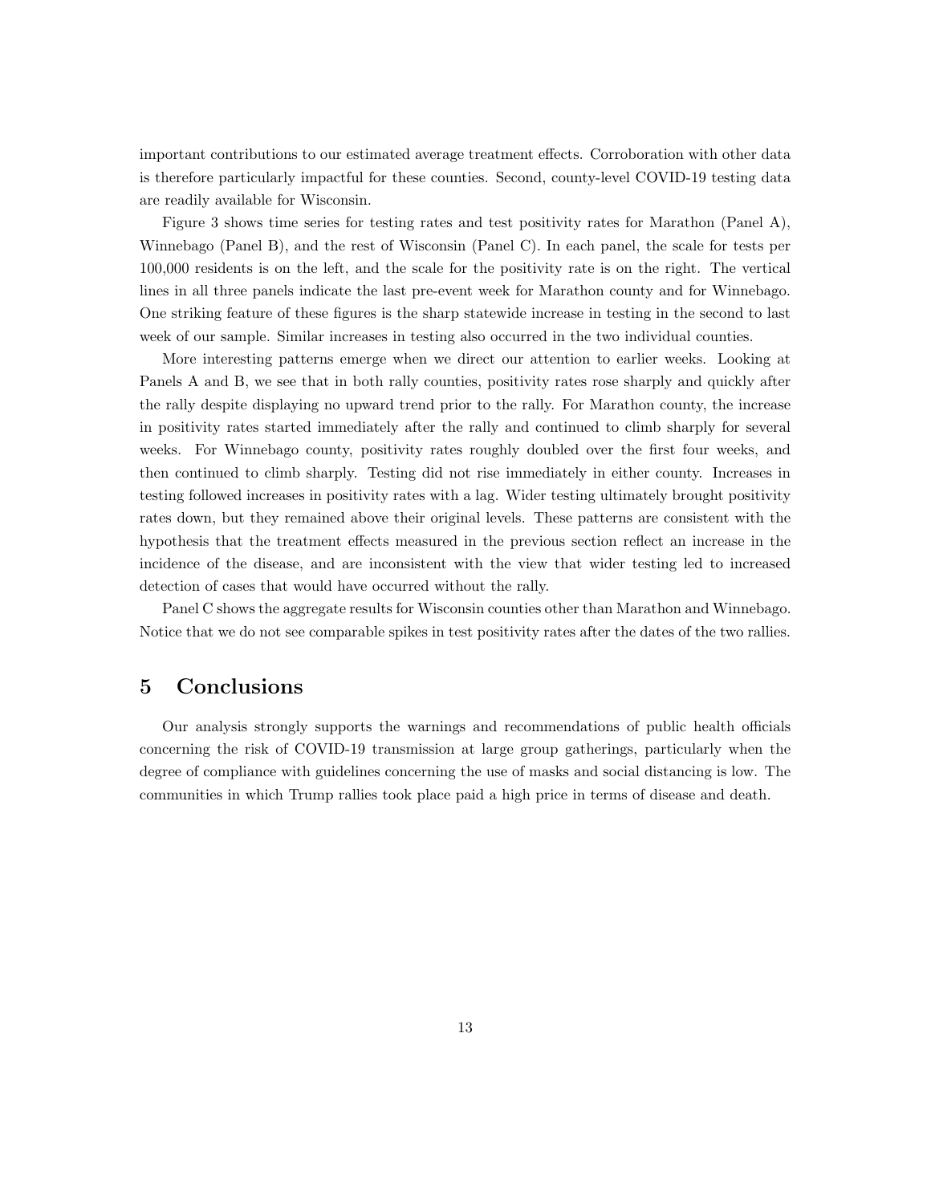important contributions to our estimated average treatment effects. Corroboration with other data is therefore particularly impactful for these counties. Second, county-level COVID-19 testing data are readily available for Wisconsin.

Figure 3 shows time series for testing rates and test positivity rates for Marathon (Panel A), Winnebago (Panel B), and the rest of Wisconsin (Panel C). In each panel, the scale for tests per 100,000 residents is on the left, and the scale for the positivity rate is on the right. The vertical lines in all three panels indicate the last pre-event week for Marathon county and for Winnebago. One striking feature of these figures is the sharp statewide increase in testing in the second to last week of our sample. Similar increases in testing also occurred in the two individual counties.

More interesting patterns emerge when we direct our attention to earlier weeks. Looking at Panels A and B, we see that in both rally counties, positivity rates rose sharply and quickly after the rally despite displaying no upward trend prior to the rally. For Marathon county, the increase in positivity rates started immediately after the rally and continued to climb sharply for several weeks. For Winnebago county, positivity rates roughly doubled over the first four weeks, and then continued to climb sharply. Testing did not rise immediately in either county. Increases in testing followed increases in positivity rates with a lag. Wider testing ultimately brought positivity rates down, but they remained above their original levels. These patterns are consistent with the hypothesis that the treatment effects measured in the previous section reflect an increase in the incidence of the disease, and are inconsistent with the view that wider testing led to increased detection of cases that would have occurred without the rally.

Panel C shows the aggregate results for Wisconsin counties other than Marathon and Winnebago. Notice that we do not see comparable spikes in test positivity rates after the dates of the two rallies.

## 5 Conclusions

Our analysis strongly supports the warnings and recommendations of public health officials concerning the risk of COVID-19 transmission at large group gatherings, particularly when the degree of compliance with guidelines concerning the use of masks and social distancing is low. The communities in which Trump rallies took place paid a high price in terms of disease and death.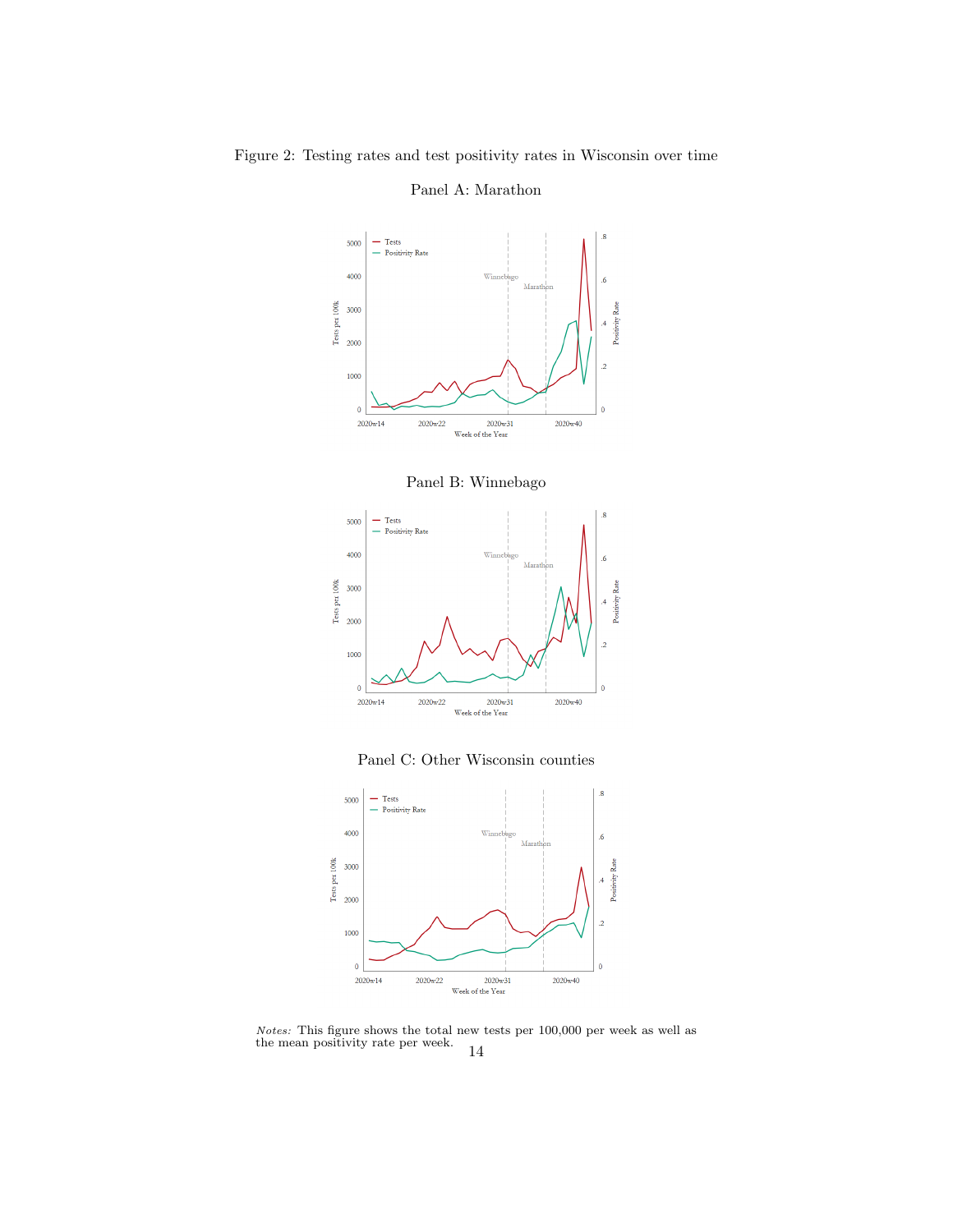Figure 2: Testing rates and test positivity rates in Wisconsin over time

Panel A: Marathon

Panel B: Winnebago

Panel C: Other Wisconsin counties

*Notes:* This figure shows the total new tests per 100,000 per week as well as the mean positivity rate per week.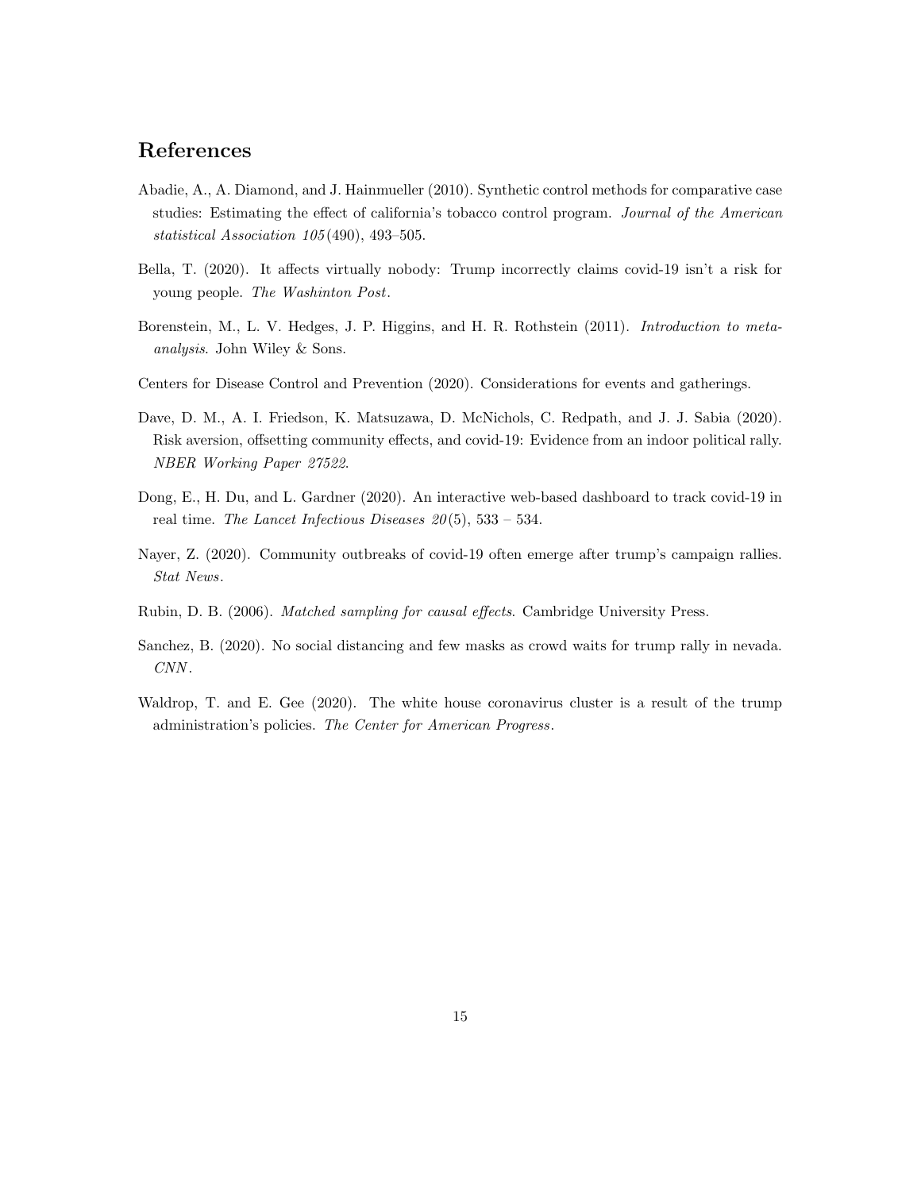## References

Abadie, A., A. Diamond, and J. Hainmueller (2010). Synthetic control methods for comparative case studies: Estimating the effect of california's tobacco control program. *Journal of the American statistical Association 105*(490), 493–505.

Bella, T. (2020). It affects virtually nobody: Trump incorrectly claims covid-19 isn't a risk for young people. *The Washinton Post*.

Borenstein, M., L. V. Hedges, J. P. Higgins, and H. R. Rothstein (2011). *Introduction to meta-analysis*. John Wiley & Sons.

Centers for Disease Control and Prevention (2020). Considerations for events and gatherings.

Dave, D. M., A. I. Friedson, K. Matsuzawa, D. McNichols, C. Redpath, and J. J. Sabia (2020). Risk aversion, offsetting community effects, and covid-19: Evidence from an indoor political rally. *NBER Working Paper 27522*.

Dong, E., H. Du, and L. Gardner (2020). An interactive web-based dashboard to track covid-19 in real time. *The Lancet Infectious Diseases 20*(5), 533 – 534.

Nayer, Z. (2020). Community outbreaks of covid-19 often emerge after trump's campaign rallies. *Stat News*.

Rubin, D. B. (2006). *Matched sampling for causal effects*. Cambridge University Press.

Sanchez, B. (2020). No social distancing and few masks as crowd waits for trump rally in nevada. *CNN*.

Waldrop, T. and E. Gee (2020). The white house coronavirus cluster is a result of the trump administration's policies. *The Center for American Progress*.